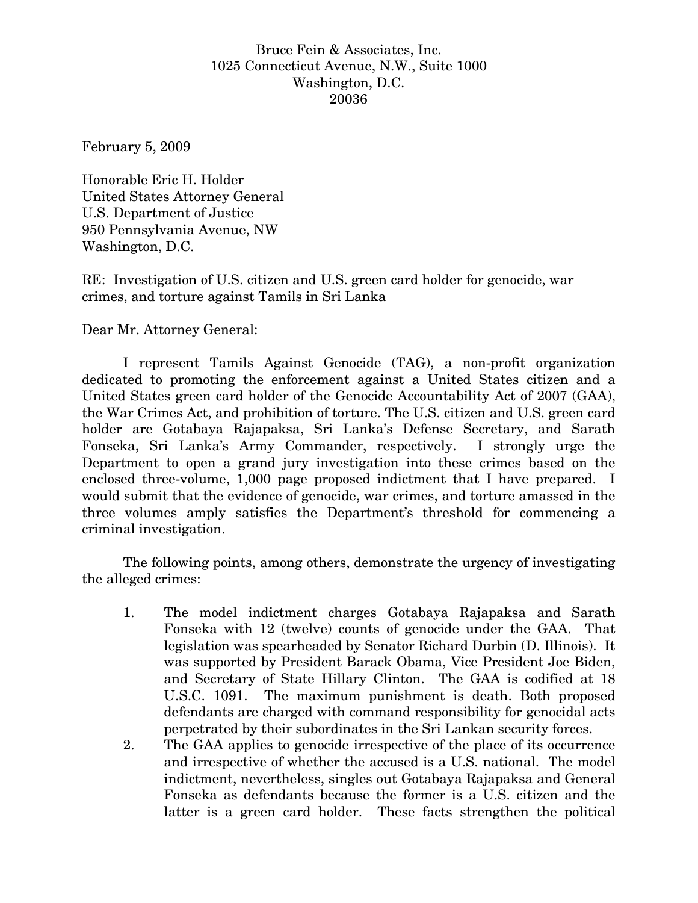Bruce Fein & Associates, Inc.
1025 Connecticut Avenue, N.W., Suite 1000
Washington, D.C.
20036

February 5, 2009

Honorable Eric H. Holder
United States Attorney General
U.S. Department of Justice
950 Pennsylvania Avenue, NW
Washington, D.C.

RE: Investigation of U.S. citizen and U.S. green card holder for genocide, war crimes, and torture against Tamils in Sri Lanka

Dear Mr. Attorney General:

I represent Tamils Against Genocide (TAG), a non-profit organization dedicated to promoting the enforcement against a United States citizen and a United States green card holder of the Genocide Accountability Act of 2007 (GAA), the War Crimes Act, and prohibition of torture. The U.S. citizen and U.S. green card holder are Gotabaya Rajapaksa, Sri Lanka's Defense Secretary, and Sarath Fonseka, Sri Lanka's Army Commander, respectively. I strongly urge the Department to open a grand jury investigation into these crimes based on the enclosed three-volume, 1,000 page proposed indictment that I have prepared. I would submit that the evidence of genocide, war crimes, and torture amassed in the three volumes amply satisfies the Department's threshold for commencing a criminal investigation.

The following points, among others, demonstrate the urgency of investigating the alleged crimes:

1. The model indictment charges Gotabaya Rajapaksa and Sarath Fonseka with 12 (twelve) counts of genocide under the GAA. That legislation was spearheaded by Senator Richard Durbin (D. Illinois). It was supported by President Barack Obama, Vice President Joe Biden, and Secretary of State Hillary Clinton. The GAA is codified at 18 U.S.C. 1091. The maximum punishment is death. Both proposed defendants are charged with command responsibility for genocidal acts perpetrated by their subordinates in the Sri Lankan security forces.
2. The GAA applies to genocide irrespective of the place of its occurrence and irrespective of whether the accused is a U.S. national. The model indictment, nevertheless, singles out Gotabaya Rajapaksa and General Fonseka as defendants because the former is a U.S. citizen and the latter is a green card holder. These facts strengthen the political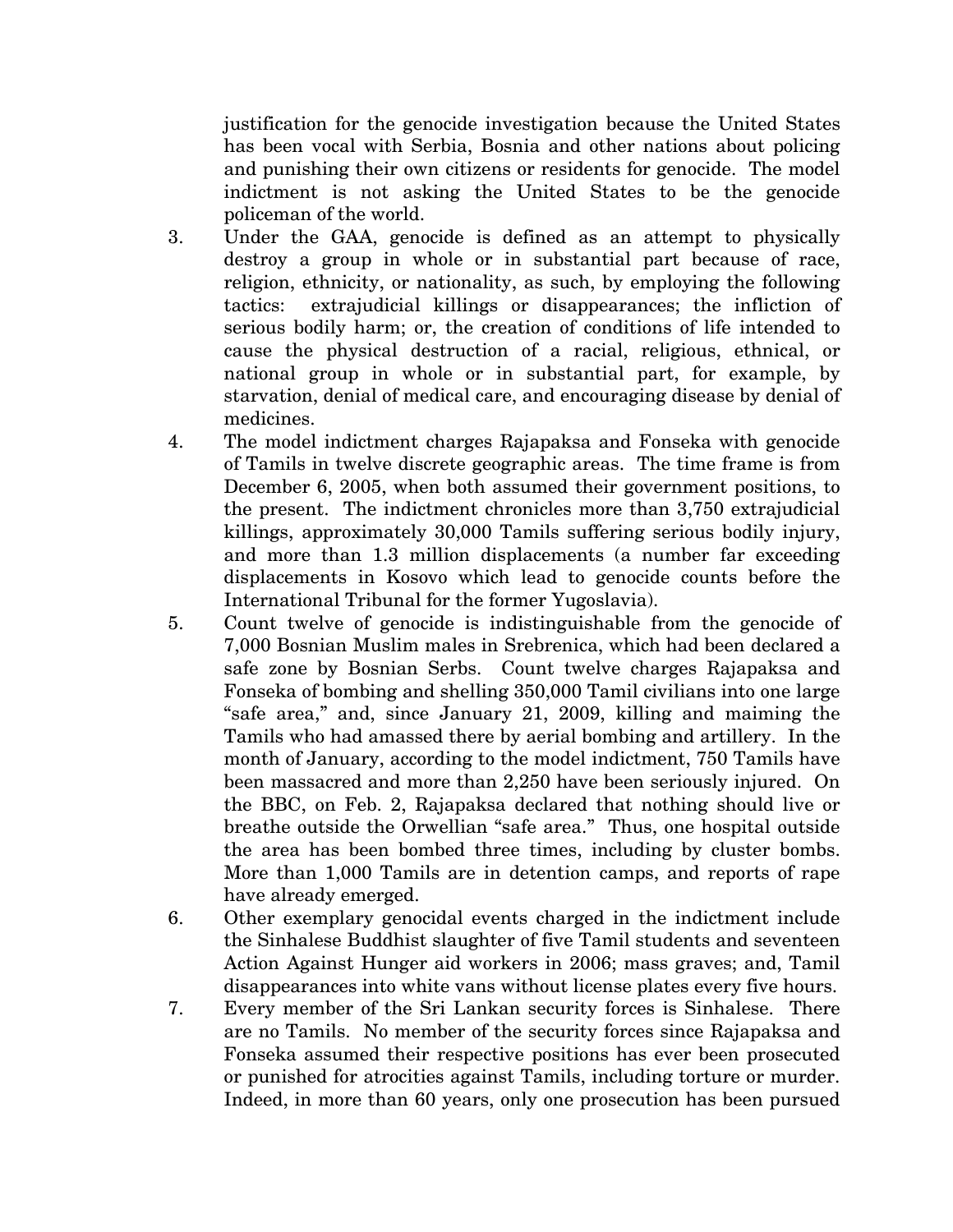justification for the genocide investigation because the United States has been vocal with Serbia, Bosnia and other nations about policing and punishing their own citizens or residents for genocide. The model indictment is not asking the United States to be the genocide policeman of the world.

3. Under the GAA, genocide is defined as an attempt to physically destroy a group in whole or in substantial part because of race, religion, ethnicity, or nationality, as such, by employing the following tactics: extrajudicial killings or disappearances; the infliction of serious bodily harm; or, the creation of conditions of life intended to cause the physical destruction of a racial, religious, ethnical, or national group in whole or in substantial part, for example, by starvation, denial of medical care, and encouraging disease by denial of medicines.

4. The model indictment charges Rajapaksa and Fonseka with genocide of Tamils in twelve discrete geographic areas. The time frame is from December 6, 2005, when both assumed their government positions, to the present. The indictment chronicles more than 3,750 extrajudicial killings, approximately 30,000 Tamils suffering serious bodily injury, and more than 1.3 million displacements (a number far exceeding displacements in Kosovo which lead to genocide counts before the International Tribunal for the former Yugoslavia).

5. Count twelve of genocide is indistinguishable from the genocide of 7,000 Bosnian Muslim males in Srebrenica, which had been declared a safe zone by Bosnian Serbs. Count twelve charges Rajapaksa and Fonseka of bombing and shelling 350,000 Tamil civilians into one large "safe area," and, since January 21, 2009, killing and maiming the Tamils who had amassed there by aerial bombing and artillery. In the month of January, according to the model indictment, 750 Tamils have been massacred and more than 2,250 have been seriously injured. On the BBC, on Feb. 2, Rajapaksa declared that nothing should live or breathe outside the Orwellian "safe area." Thus, one hospital outside the area has been bombed three times, including by cluster bombs. More than 1,000 Tamils are in detention camps, and reports of rape have already emerged.

6. Other exemplary genocidal events charged in the indictment include the Sinhalese Buddhist slaughter of five Tamil students and seventeen Action Against Hunger aid workers in 2006; mass graves; and, Tamil disappearances into white vans without license plates every five hours.

7. Every member of the Sri Lankan security forces is Sinhalese. There are no Tamils. No member of the security forces since Rajapaksa and Fonseka assumed their respective positions has ever been prosecuted or punished for atrocities against Tamils, including torture or murder. Indeed, in more than 60 years, only one prosecution has been pursued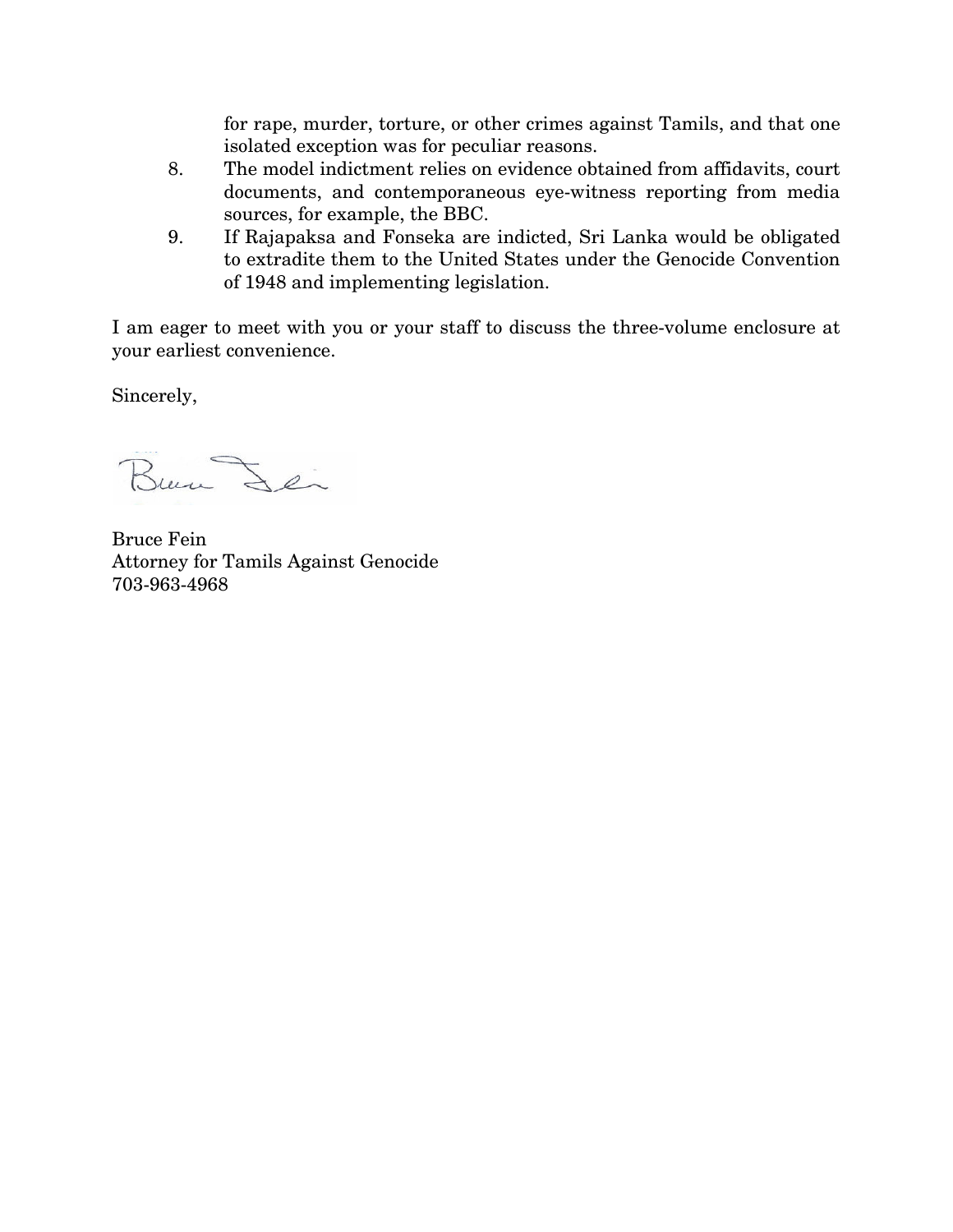for rape, murder, torture, or other crimes against Tamils, and that one isolated exception was for peculiar reasons.

8. The model indictment relies on evidence obtained from affidavits, court documents, and contemporaneous eye-witness reporting from media sources, for example, the BBC.
9. If Rajapaksa and Fonseka are indicted, Sri Lanka would be obligated to extradite them to the United States under the Genocide Convention of 1948 and implementing legislation.

I am eager to meet with you or your staff to discuss the three-volume enclosure at your earliest convenience.

Sincerely,

Bruce Fein
Attorney for Tamils Against Genocide
703-963-4968